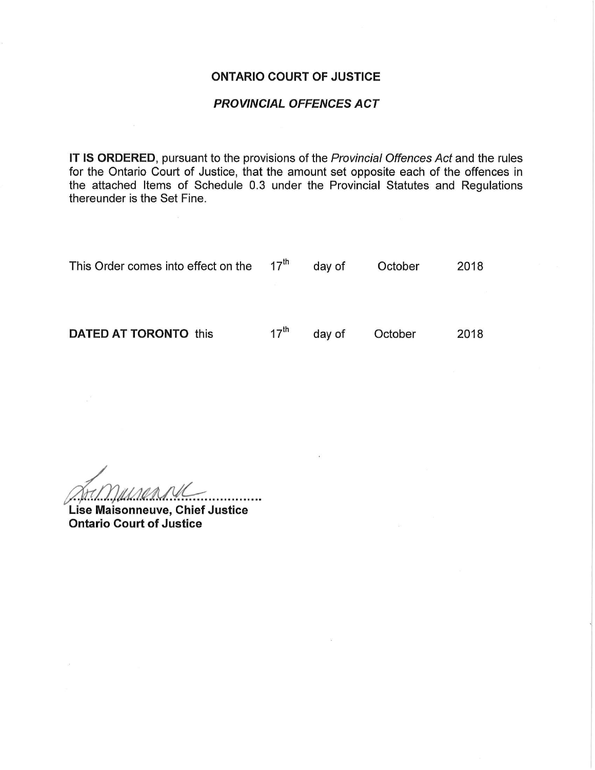# ONTARIO COURT OF JUSTICE

## *PROVINCIAL OFFENCES ACT*

**IT IS ORDERED**, pursuant to the provisions of the *Provincial Offences Act* and the rules for the Ontario Court of Justice, that the amount set opposite each of the offences in the attached Items of Schedule 0.3 under the Provincial Statutes and Regulations thereunder is the Set Fine.

This Order comes into effect on the 17th day of October 2018

**DATED AT TORONTO** this 17th day of October 2018

**Lise Maisonneuve, Chief Justice**
**Ontario Court of Justice**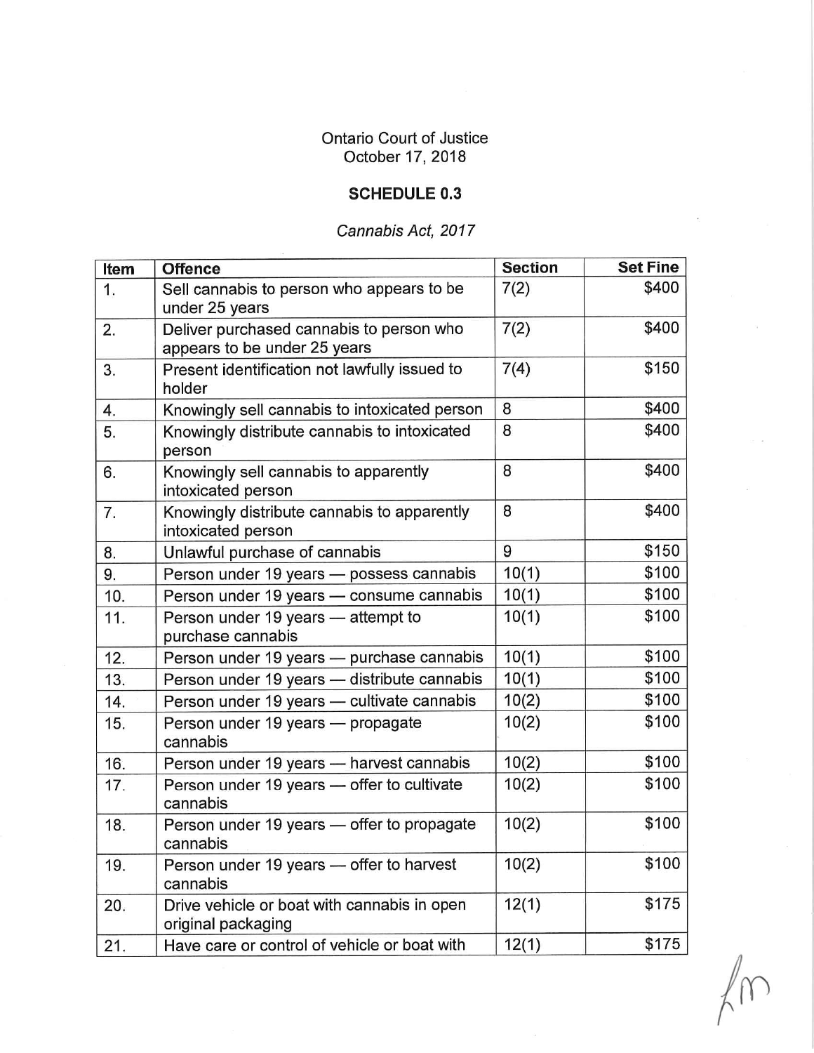Ontario Court of Justice
October 17, 2018

## SCHEDULE 0.3

*Cannabis Act, 2017*

| Item | Offence | Section | Set Fine |
|---|---|---|---|
| 1. | Sell cannabis to person who appears to be under 25 years | 7(2) | $400 |
| 2. | Deliver purchased cannabis to person who appears to be under 25 years | 7(2) | $400 |
| 3. | Present identification not lawfully issued to holder | 7(4) | $150 |
| 4. | Knowingly sell cannabis to intoxicated person | 8 | $400 |
| 5. | Knowingly distribute cannabis to intoxicated person | 8 | $400 |
| 6. | Knowingly sell cannabis to apparently intoxicated person | 8 | $400 |
| 7. | Knowingly distribute cannabis to apparently intoxicated person | 8 | $400 |
| 8. | Unlawful purchase of cannabis | 9 | $150 |
| 9. | Person under 19 years — possess cannabis | 10(1) | $100 |
| 10. | Person under 19 years — consume cannabis | 10(1) | $100 |
| 11. | Person under 19 years — attempt to purchase cannabis | 10(1) | $100 |
| 12. | Person under 19 years — purchase cannabis | 10(1) | $100 |
| 13. | Person under 19 years — distribute cannabis | 10(1) | $100 |
| 14. | Person under 19 years — cultivate cannabis | 10(2) | $100 |
| 15. | Person under 19 years — propagate cannabis | 10(2) | $100 |
| 16. | Person under 19 years — harvest cannabis | 10(2) | $100 |
| 17. | Person under 19 years — offer to cultivate cannabis | 10(2) | $100 |
| 18. | Person under 19 years — offer to propagate cannabis | 10(2) | $100 |
| 19. | Person under 19 years — offer to harvest cannabis | 10(2) | $100 |
| 20. | Drive vehicle or boat with cannabis in open original packaging | 12(1) | $175 |
| 21. | Have care or control of vehicle or boat with | 12(1) | $175 |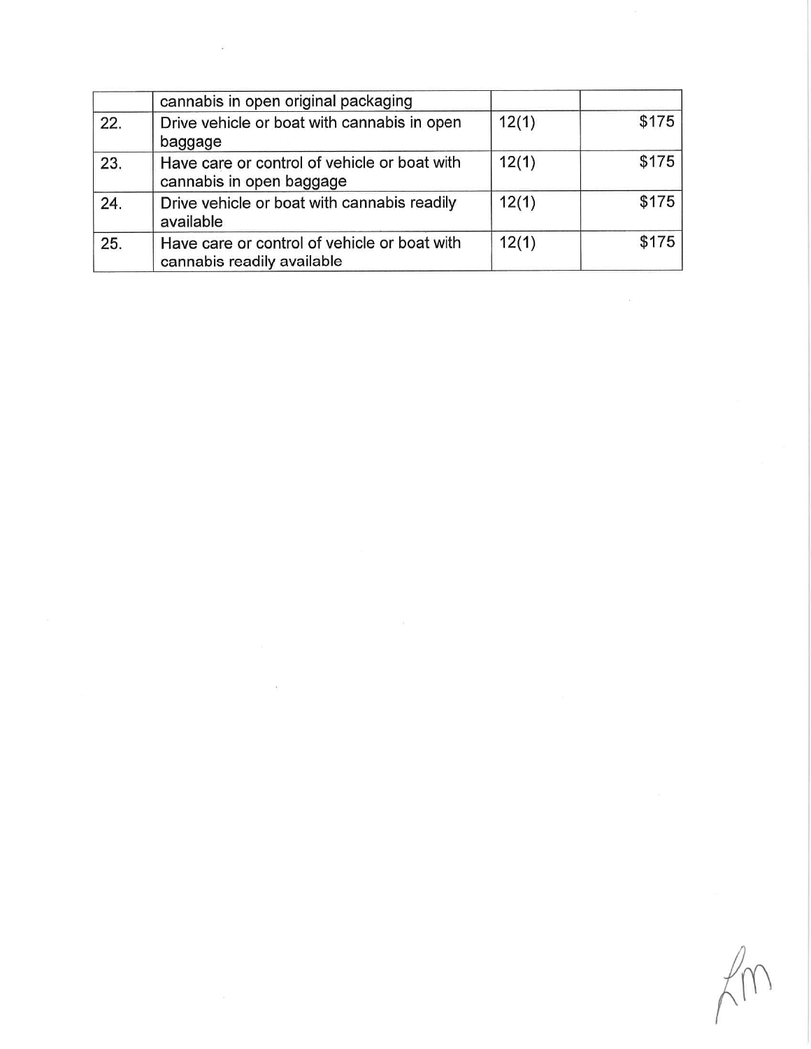| | | | |
|---|---|---|---|
| | cannabis in open original packaging | | |
| 22. | Drive vehicle or boat with cannabis in open baggage | 12(1) | $175 |
| 23. | Have care or control of vehicle or boat with cannabis in open baggage | 12(1) | $175 |
| 24. | Drive vehicle or boat with cannabis readily available | 12(1) | $175 |
| 25. | Have care or control of vehicle or boat with cannabis readily available | 12(1) | $175 |